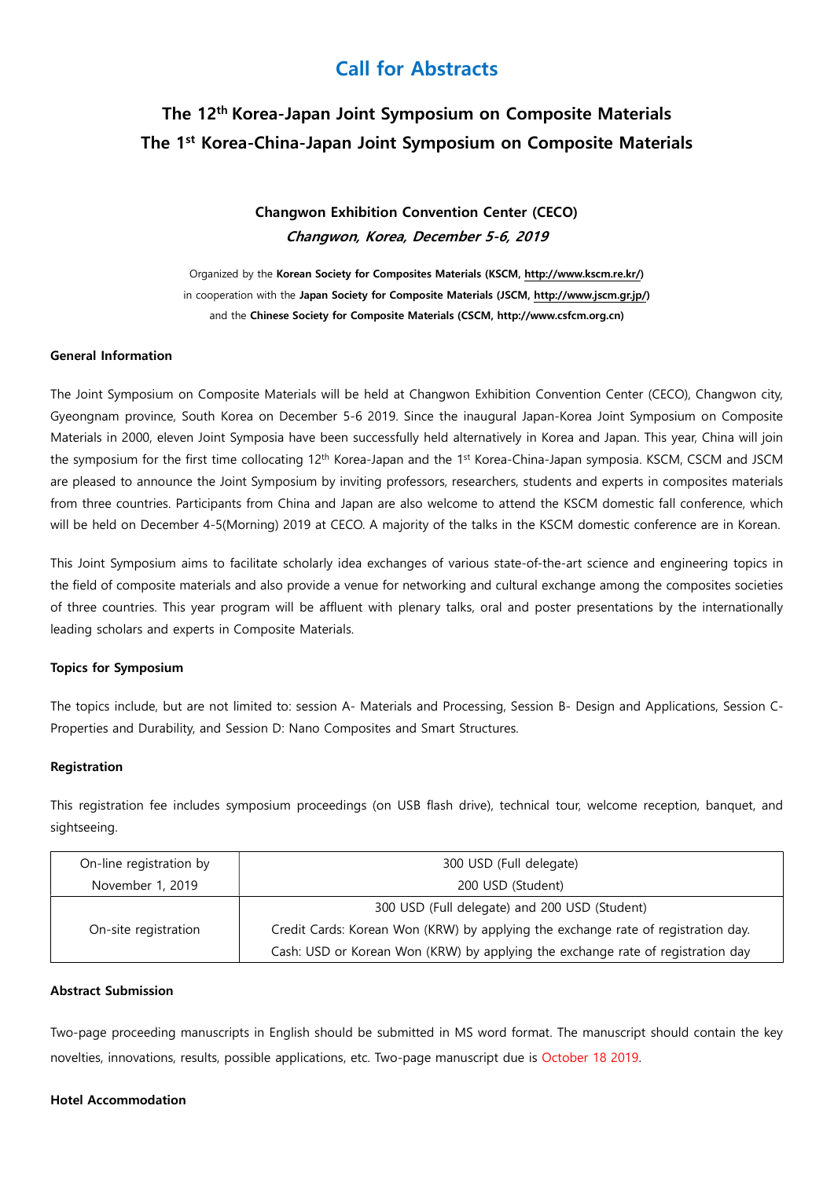# Call for Abstracts

## The 12th Korea-Japan Joint Symposium on Composite Materials
## The 1st Korea-China-Japan Joint Symposium on Composite Materials

**Changwon Exhibition Convention Center (CECO)**

***Changwon, Korea, December 5-6, 2019***

Organized by the **Korean Society for Composites Materials (KSCM, http://www.kscm.re.kr/)**
in cooperation with the **Japan Society for Composite Materials (JSCM, http://www.jscm.gr.jp/)**
and the **Chinese Society for Composite Materials (CSCM, http://www.csfcm.org.cn)**

### General Information

The Joint Symposium on Composite Materials will be held at Changwon Exhibition Convention Center (CECO), Changwon city, Gyeongnam province, South Korea on December 5-6 2019. Since the inaugural Japan-Korea Joint Symposium on Composite Materials in 2000, eleven Joint Symposia have been successfully held alternatively in Korea and Japan. This year, China will join the symposium for the first time collocating 12th Korea-Japan and the 1st Korea-China-Japan symposia. KSCM, CSCM and JSCM are pleased to announce the Joint Symposium by inviting professors, researchers, students and experts in composites materials from three countries. Participants from China and Japan are also welcome to attend the KSCM domestic fall conference, which will be held on December 4-5(Morning) 2019 at CECO. A majority of the talks in the KSCM domestic conference are in Korean.

This Joint Symposium aims to facilitate scholarly idea exchanges of various state-of-the-art science and engineering topics in the field of composite materials and also provide a venue for networking and cultural exchange among the composites societies of three countries. This year program will be affluent with plenary talks, oral and poster presentations by the internationally leading scholars and experts in Composite Materials.

### Topics for Symposium

The topics include, but are not limited to: session A- Materials and Processing, Session B- Design and Applications, Session C- Properties and Durability, and Session D: Nano Composites and Smart Structures.

### Registration

This registration fee includes symposium proceedings (on USB flash drive), technical tour, welcome reception, banquet, and sightseeing.

| On-line registration by November 1, 2019 | 300 USD (Full delegate)<br>200 USD (Student) |
|---|---|
| On-site registration | 300 USD (Full delegate) and 200 USD (Student)<br>Credit Cards: Korean Won (KRW) by applying the exchange rate of registration day.<br>Cash: USD or Korean Won (KRW) by applying the exchange rate of registration day |

### Abstract Submission

Two-page proceeding manuscripts in English should be submitted in MS word format. The manuscript should contain the key novelties, innovations, results, possible applications, etc. Two-page manuscript due is October 18 2019.

### Hotel Accommodation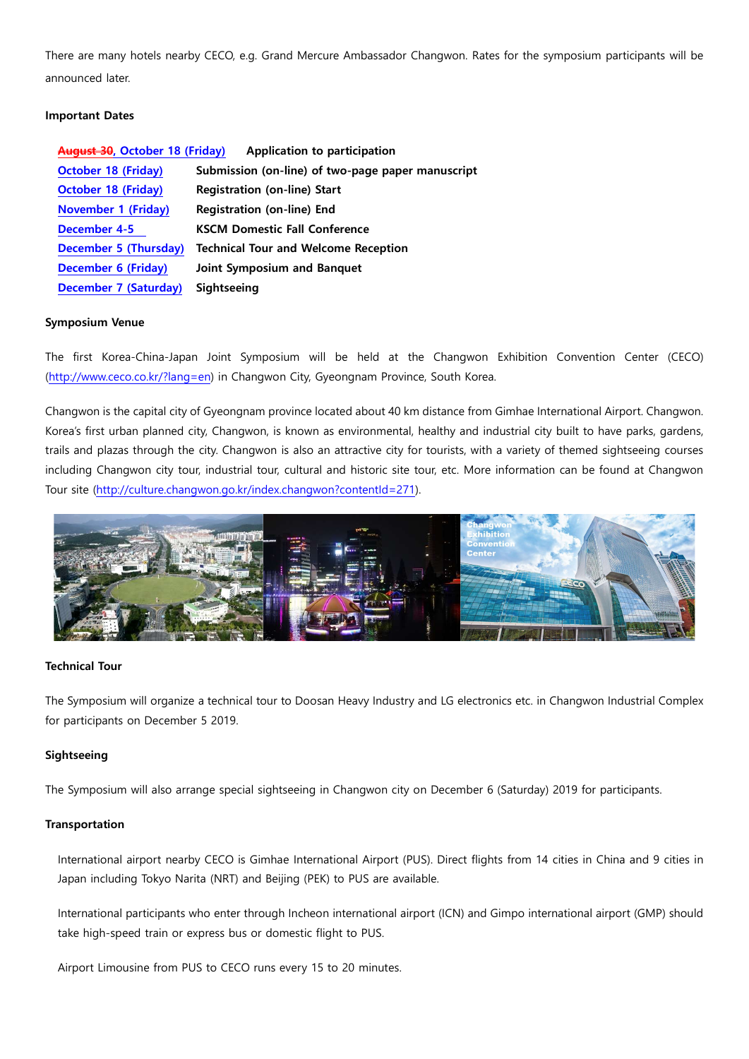There are many hotels nearby CECO, e.g. Grand Mercure Ambassador Changwon. Rates for the symposium participants will be announced later.

**Important Dates**

| | |
|---|---|
| ~~August 30~~, October 18 (Friday) | **Application to participation** |
| October 18 (Friday) | **Submission (on-line) of two-page paper manuscript** |
| October 18 (Friday) | **Registration (on-line) Start** |
| November 1 (Friday) | **Registration (on-line) End** |
| December 4-5 | **KSCM Domestic Fall Conference** |
| December 5 (Thursday) | **Technical Tour and Welcome Reception** |
| December 6 (Friday) | **Joint Symposium and Banquet** |
| December 7 (Saturday) | **Sightseeing** |

**Symposium Venue**

The first Korea-China-Japan Joint Symposium will be held at the Changwon Exhibition Convention Center (CECO) (http://www.ceco.co.kr/?lang=en) in Changwon City, Gyeongnam Province, South Korea.

Changwon is the capital city of Gyeongnam province located about 40 km distance from Gimhae International Airport. Changwon. Korea's first urban planned city, Changwon, is known as environmental, healthy and industrial city built to have parks, gardens, trails and plazas through the city. Changwon is also an attractive city for tourists, with a variety of themed sightseeing courses including Changwon city tour, industrial tour, cultural and historic site tour, etc. More information can be found at Changwon Tour site (http://culture.changwon.go.kr/index.changwon?contentId=271).

**Technical Tour**

The Symposium will organize a technical tour to Doosan Heavy Industry and LG electronics etc. in Changwon Industrial Complex for participants on December 5 2019.

**Sightseeing**

The Symposium will also arrange special sightseeing in Changwon city on December 6 (Saturday) 2019 for participants.

**Transportation**

International airport nearby CECO is Gimhae International Airport (PUS). Direct flights from 14 cities in China and 9 cities in Japan including Tokyo Narita (NRT) and Beijing (PEK) to PUS are available.

International participants who enter through Incheon international airport (ICN) and Gimpo international airport (GMP) should take high-speed train or express bus or domestic flight to PUS.

Airport Limousine from PUS to CECO runs every 15 to 20 minutes.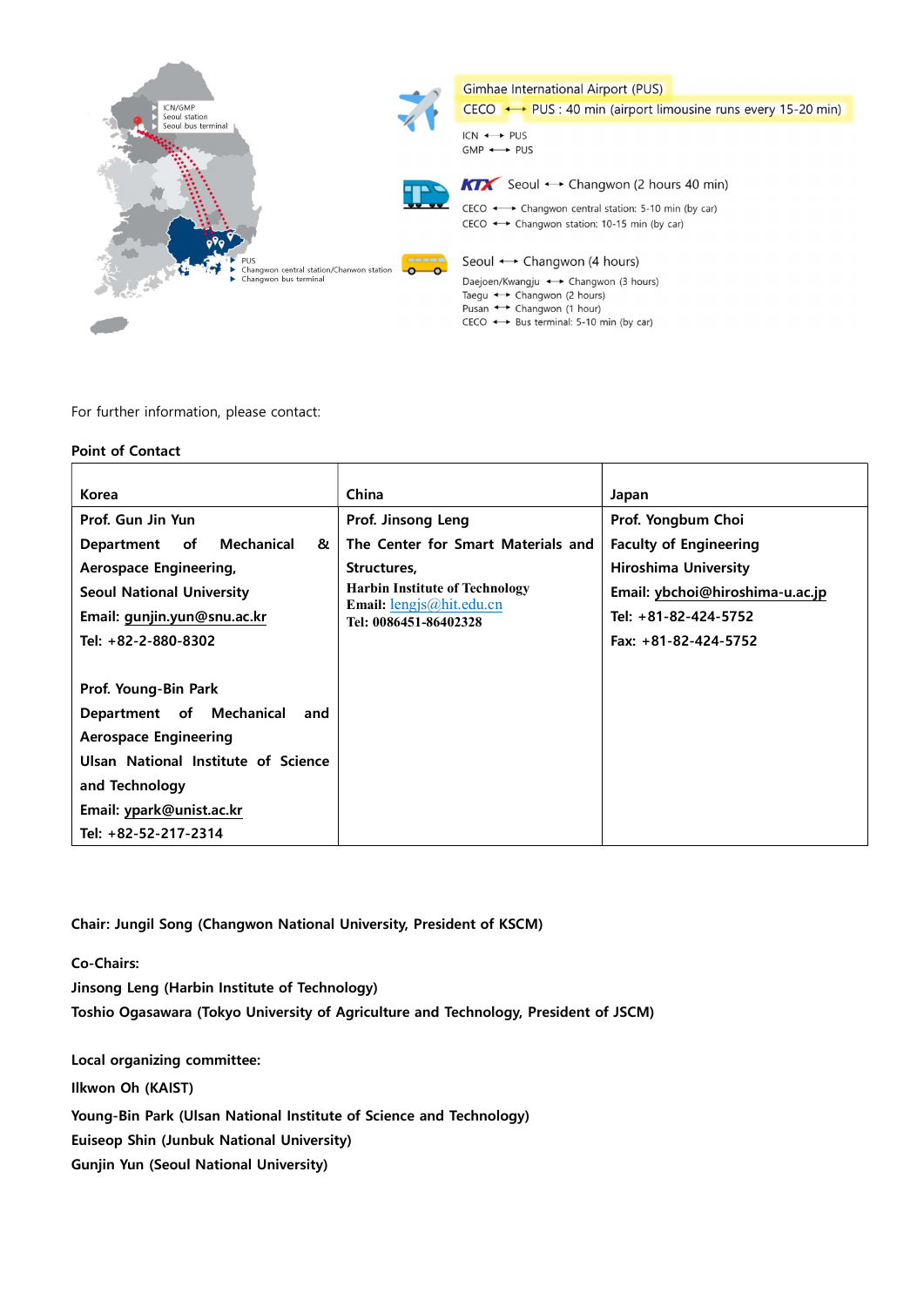ICN/GMP
Seoul station
Seoul bus terminal

PUS
Changwon central station/Chanwon station
Changwon bus terminal

Gimhae International Airport (PUS)

CECO ↔ PUS : 40 min (airport limousine runs every 15-20 min)

ICN ↔ PUS

GMP ↔ PUS

KTX Seoul ↔ Changwon (2 hours 40 min)

CECO ↔ Changwon central station: 5-10 min (by car)

CECO ↔ Changwon station: 10-15 min (by car)

Seoul ↔ Changwon (4 hours)

Daejoen/Kwangju ↔ Changwon (3 hours)

Taegu ↔ Changwon (2 hours)

Pusan ↔ Changwon (1 hour)

CECO ↔ Bus terminal: 5-10 min (by car)

For further information, please contact:

**Point of Contact**

| Korea | China | Japan |
|---|---|---|
| Prof. Gun Jin Yun<br>Department of Mechanical & Aerospace Engineering,<br>Seoul National University<br>Email: gunjin.yun@snu.ac.kr<br>Tel: +82-2-880-8302<br><br>Prof. Young-Bin Park<br>Department of Mechanical and Aerospace Engineering<br>Ulsan National Institute of Science and Technology<br>Email: ypark@unist.ac.kr<br>Tel: +82-52-217-2314 | Prof. Jinsong Leng<br>The Center for Smart Materials and Structures,<br>Harbin Institute of Technology<br>Email: lengjs@hit.edu.cn<br>Tel: 0086451-86402328 | Prof. Yongbum Choi<br>Faculty of Engineering<br>Hiroshima University<br>Email: ybchoi@hiroshima-u.ac.jp<br>Tel: +81-82-424-5752<br>Fax: +81-82-424-5752 |

**Chair: Jungil Song (Changwon National University, President of KSCM)**

**Co-Chairs:**
**Jinsong Leng (Harbin Institute of Technology)**
**Toshio Ogasawara (Tokyo University of Agriculture and Technology, President of JSCM)**

**Local organizing committee:**
**Ilkwon Oh (KAIST)**
**Young-Bin Park (Ulsan National Institute of Science and Technology)**
**Euiseop Shin (Junbuk National University)**
**Gunjin Yun (Seoul National University)**